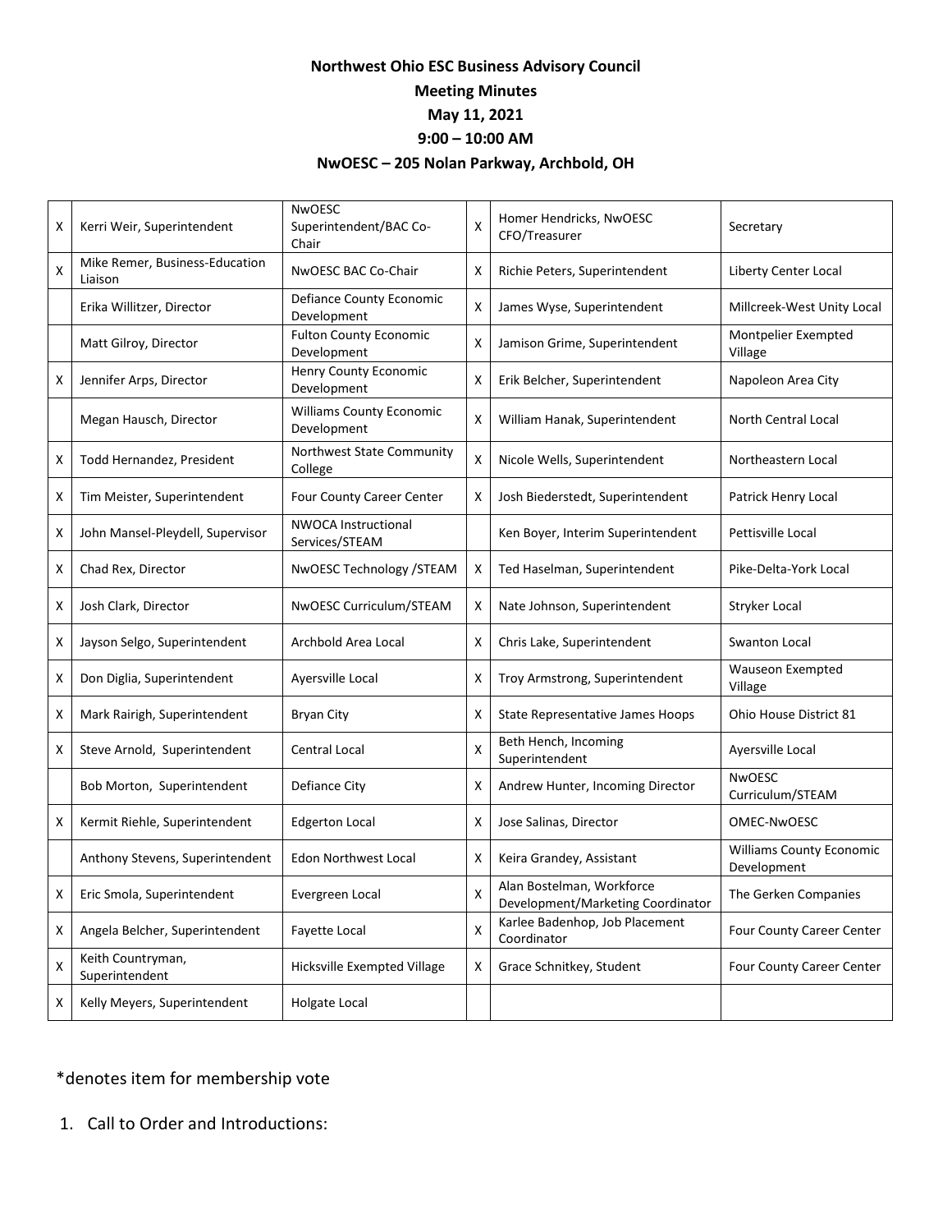**Northwest Ohio ESC Business Advisory Council**

**Meeting Minutes**

**May 11, 2021**

**9:00 – 10:00 AM**

**NwOESC – 205 Nolan Parkway, Archbold, OH**

| | | | | | |
|---|---|---|---|---|---|
| X | Kerri Weir, Superintendent | NwOESC Superintendent/BAC Co-Chair | X | Homer Hendricks, NwOESC CFO/Treasurer | Secretary |
| X | Mike Remer, Business-Education Liaison | NwOESC BAC Co-Chair | X | Richie Peters, Superintendent | Liberty Center Local |
| | Erika Willitzer, Director | Defiance County Economic Development | X | James Wyse, Superintendent | Millcreek-West Unity Local |
| | Matt Gilroy, Director | Fulton County Economic Development | X | Jamison Grime, Superintendent | Montpelier Exempted Village |
| X | Jennifer Arps, Director | Henry County Economic Development | X | Erik Belcher, Superintendent | Napoleon Area City |
| | Megan Hausch, Director | Williams County Economic Development | X | William Hanak, Superintendent | North Central Local |
| X | Todd Hernandez, President | Northwest State Community College | X | Nicole Wells, Superintendent | Northeastern Local |
| X | Tim Meister, Superintendent | Four County Career Center | X | Josh Biederstedt, Superintendent | Patrick Henry Local |
| X | John Mansel-Pleydell, Supervisor | NWOCA Instructional Services/STEAM | | Ken Boyer, Interim Superintendent | Pettisville Local |
| X | Chad Rex, Director | NwOESC Technology /STEAM | X | Ted Haselman, Superintendent | Pike-Delta-York Local |
| X | Josh Clark, Director | NwOESC Curriculum/STEAM | X | Nate Johnson, Superintendent | Stryker Local |
| X | Jayson Selgo, Superintendent | Archbold Area Local | X | Chris Lake, Superintendent | Swanton Local |
| X | Don Diglia, Superintendent | Ayersville Local | X | Troy Armstrong, Superintendent | Wauseon Exempted Village |
| X | Mark Rairigh, Superintendent | Bryan City | X | State Representative James Hoops | Ohio House District 81 |
| X | Steve Arnold, Superintendent | Central Local | X | Beth Hench, Incoming Superintendent | Ayersville Local |
| | Bob Morton, Superintendent | Defiance City | X | Andrew Hunter, Incoming Director | NwOESC Curriculum/STEAM |
| X | Kermit Riehle, Superintendent | Edgerton Local | X | Jose Salinas, Director | OMEC-NwOESC |
| | Anthony Stevens, Superintendent | Edon Northwest Local | X | Keira Grandey, Assistant | Williams County Economic Development |
| X | Eric Smola, Superintendent | Evergreen Local | X | Alan Bostelman, Workforce Development/Marketing Coordinator | The Gerken Companies |
| X | Angela Belcher, Superintendent | Fayette Local | X | Karlee Badenhop, Job Placement Coordinator | Four County Career Center |
| X | Keith Countryman, Superintendent | Hicksville Exempted Village | X | Grace Schnitkey, Student | Four County Career Center |
| X | Kelly Meyers, Superintendent | Holgate Local | | | |

*denotes item for membership vote

1. Call to Order and Introductions: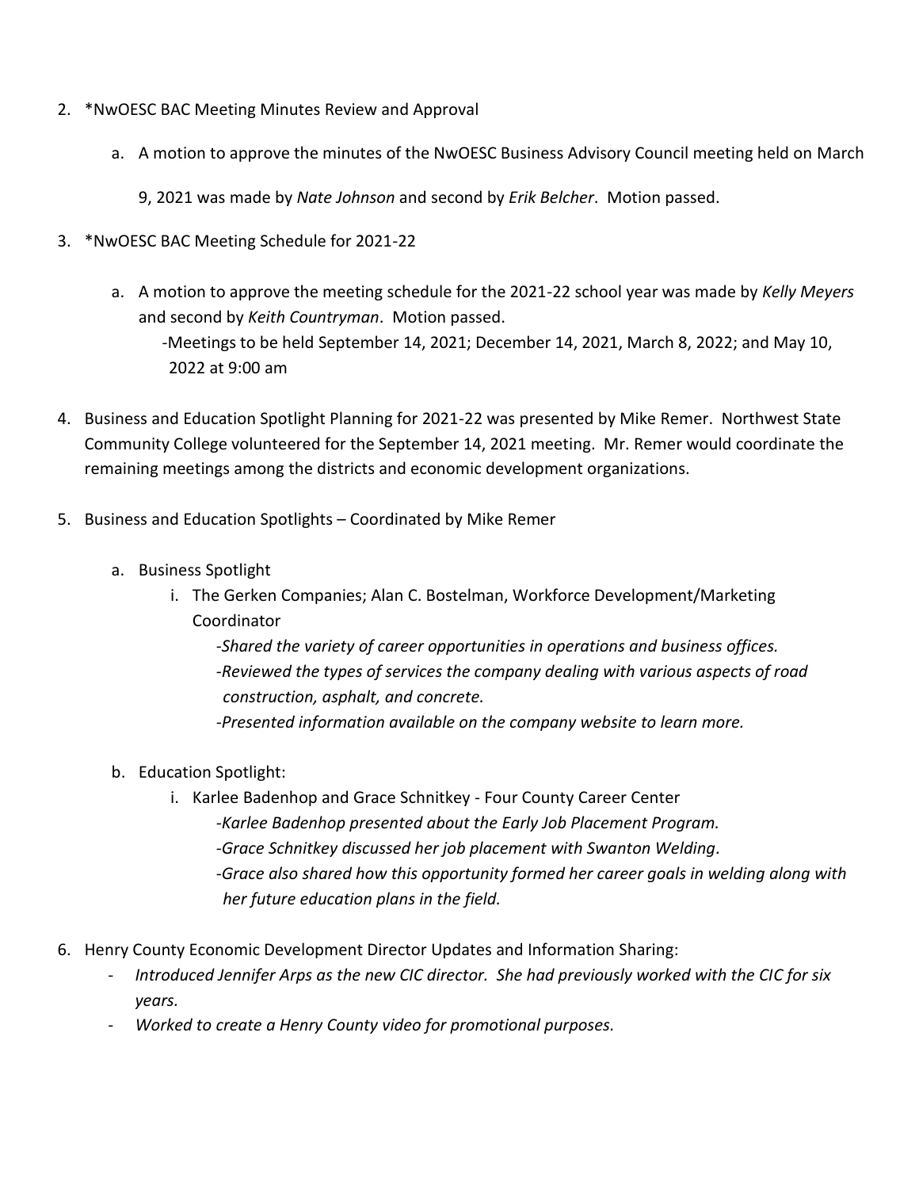2. *NwOESC BAC Meeting Minutes Review and Approval

   a. A motion to approve the minutes of the NwOESC Business Advisory Council meeting held on March 9, 2021 was made by *Nate Johnson* and second by *Erik Belcher*. Motion passed.

3. *NwOESC BAC Meeting Schedule for 2021-22

   a. A motion to approve the meeting schedule for the 2021-22 school year was made by *Kelly Meyers* and second by *Keith Countryman*. Motion passed.
      -Meetings to be held September 14, 2021; December 14, 2021, March 8, 2022; and May 10, 2022 at 9:00 am

4. Business and Education Spotlight Planning for 2021-22 was presented by Mike Remer. Northwest State Community College volunteered for the September 14, 2021 meeting. Mr. Remer would coordinate the remaining meetings among the districts and economic development organizations.

5. Business and Education Spotlights – Coordinated by Mike Remer

   a. Business Spotlight
      i. The Gerken Companies; Alan C. Bostelman, Workforce Development/Marketing Coordinator
         *-Shared the variety of career opportunities in operations and business offices.*
         *-Reviewed the types of services the company dealing with various aspects of road construction, asphalt, and concrete.*
         *-Presented information available on the company website to learn more.*

   b. Education Spotlight:
      i. Karlee Badenhop and Grace Schnitkey - Four County Career Center
         *-Karlee Badenhop presented about the Early Job Placement Program.*
         *-Grace Schnitkey discussed her job placement with Swanton Welding.*
         *-Grace also shared how this opportunity formed her career goals in welding along with her future education plans in the field.*

6. Henry County Economic Development Director Updates and Information Sharing:
   - *Introduced Jennifer Arps as the new CIC director. She had previously worked with the CIC for six years.*
   - *Worked to create a Henry County video for promotional purposes.*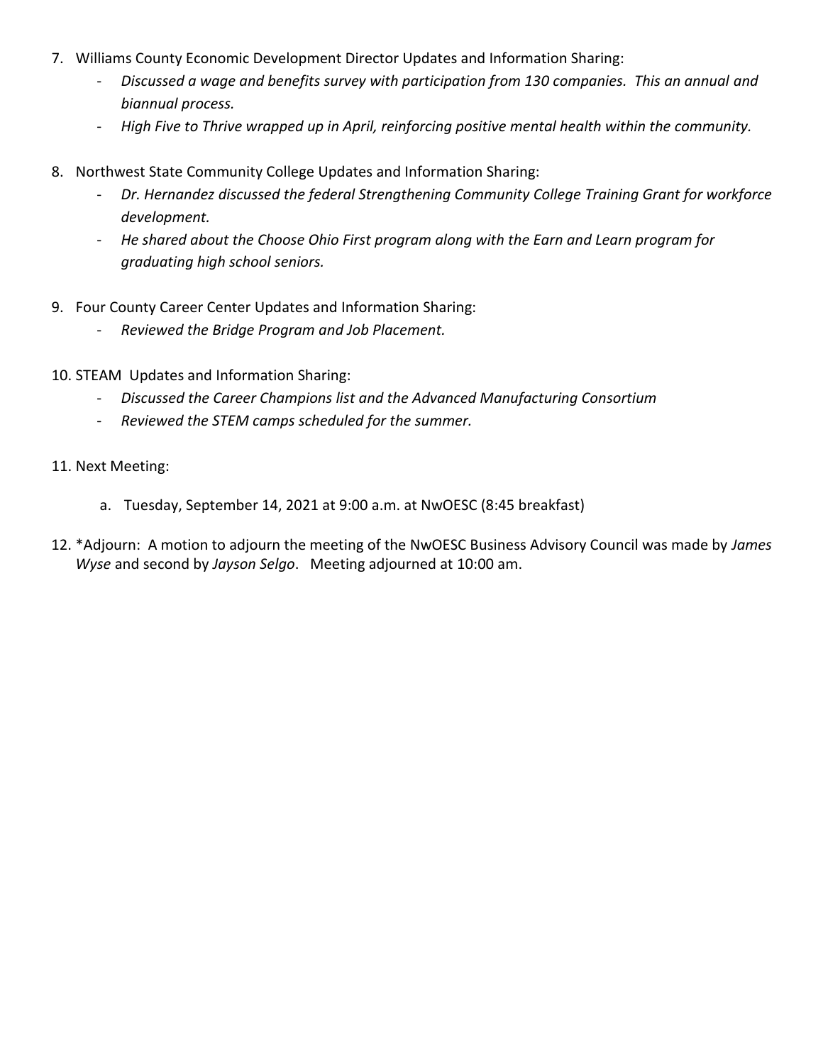7. Williams County Economic Development Director Updates and Information Sharing:
   - *Discussed a wage and benefits survey with participation from 130 companies. This an annual and biannual process.*
   - *High Five to Thrive wrapped up in April, reinforcing positive mental health within the community.*

8. Northwest State Community College Updates and Information Sharing:
   - *Dr. Hernandez discussed the federal Strengthening Community College Training Grant for workforce development.*
   - *He shared about the Choose Ohio First program along with the Earn and Learn program for graduating high school seniors.*

9. Four County Career Center Updates and Information Sharing:
   - *Reviewed the Bridge Program and Job Placement.*

10. STEAM Updates and Information Sharing:
    - *Discussed the Career Champions list and the Advanced Manufacturing Consortium*
    - *Reviewed the STEM camps scheduled for the summer.*

11. Next Meeting:

    a. Tuesday, September 14, 2021 at 9:00 a.m. at NwOESC (8:45 breakfast)

12. *Adjourn: A motion to adjourn the meeting of the NwOESC Business Advisory Council was made by *James Wyse* and second by *Jayson Selgo*. Meeting adjourned at 10:00 am.